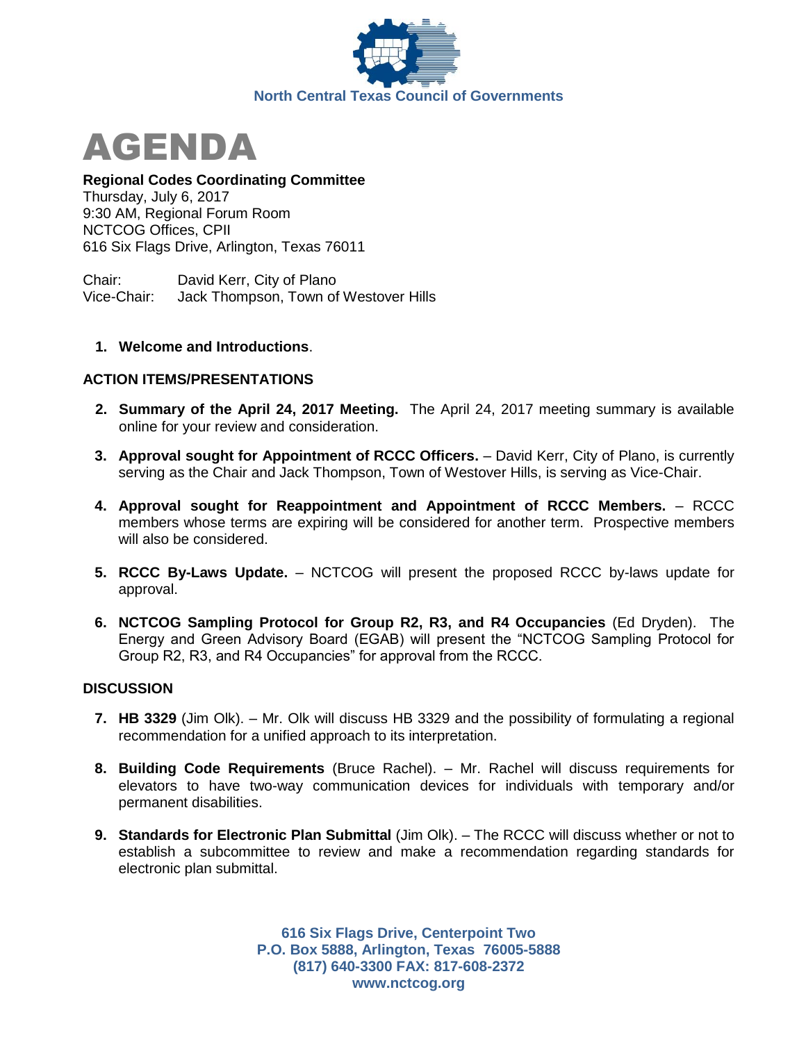North Central Texas Council of Governments

# AGENDA

**Regional Codes Coordinating Committee**
Thursday, July 6, 2017
9:30 AM, Regional Forum Room
NCTCOG Offices, CPII
616 Six Flags Drive, Arlington, Texas 76011

Chair: David Kerr, City of Plano
Vice-Chair: Jack Thompson, Town of Westover Hills

1. **Welcome and Introductions**.

## ACTION ITEMS/PRESENTATIONS

2. **Summary of the April 24, 2017 Meeting.** The April 24, 2017 meeting summary is available online for your review and consideration.

3. **Approval sought for Appointment of RCCC Officers.** – David Kerr, City of Plano, is currently serving as the Chair and Jack Thompson, Town of Westover Hills, is serving as Vice-Chair.

4. **Approval sought for Reappointment and Appointment of RCCC Members.** – RCCC members whose terms are expiring will be considered for another term. Prospective members will also be considered.

5. **RCCC By-Laws Update.** – NCTCOG will present the proposed RCCC by-laws update for approval.

6. **NCTCOG Sampling Protocol for Group R2, R3, and R4 Occupancies** (Ed Dryden). The Energy and Green Advisory Board (EGAB) will present the "NCTCOG Sampling Protocol for Group R2, R3, and R4 Occupancies" for approval from the RCCC.

## DISCUSSION

7. **HB 3329** (Jim Olk). – Mr. Olk will discuss HB 3329 and the possibility of formulating a regional recommendation for a unified approach to its interpretation.

8. **Building Code Requirements** (Bruce Rachel). – Mr. Rachel will discuss requirements for elevators to have two-way communication devices for individuals with temporary and/or permanent disabilities.

9. **Standards for Electronic Plan Submittal** (Jim Olk). – The RCCC will discuss whether or not to establish a subcommittee to review and make a recommendation regarding standards for electronic plan submittal.

616 Six Flags Drive, Centerpoint Two
P.O. Box 5888, Arlington, Texas 76005-5888
(817) 640-3300 FAX: 817-608-2372
www.nctcog.org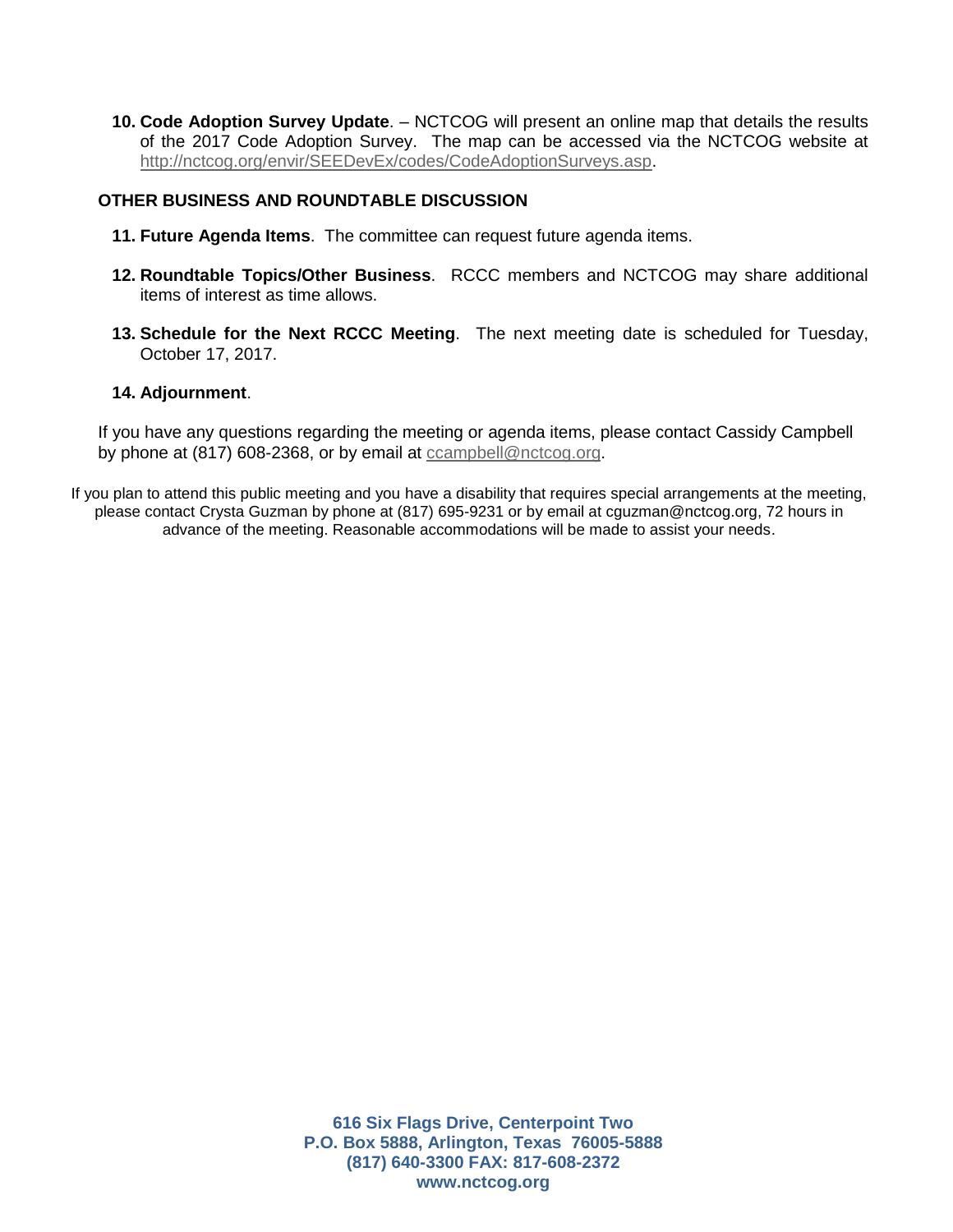10. **Code Adoption Survey Update**. – NCTCOG will present an online map that details the results of the 2017 Code Adoption Survey. The map can be accessed via the NCTCOG website at http://nctcog.org/envir/SEEDevEx/codes/CodeAdoptionSurveys.asp.

**OTHER BUSINESS AND ROUNDTABLE DISCUSSION**

11. **Future Agenda Items**. The committee can request future agenda items.

12. **Roundtable Topics/Other Business**. RCCC members and NCTCOG may share additional items of interest as time allows.

13. **Schedule for the Next RCCC Meeting**. The next meeting date is scheduled for Tuesday, October 17, 2017.

14. **Adjournment**.

If you have any questions regarding the meeting or agenda items, please contact Cassidy Campbell by phone at (817) 608-2368, or by email at ccampbell@nctcog.org.

If you plan to attend this public meeting and you have a disability that requires special arrangements at the meeting, please contact Crysta Guzman by phone at (817) 695-9231 or by email at cguzman@nctcog.org, 72 hours in advance of the meeting. Reasonable accommodations will be made to assist your needs.

**616 Six Flags Drive, Centerpoint Two**
**P.O. Box 5888, Arlington, Texas 76005-5888**
**(817) 640-3300 FAX: 817-608-2372**
**www.nctcog.org**